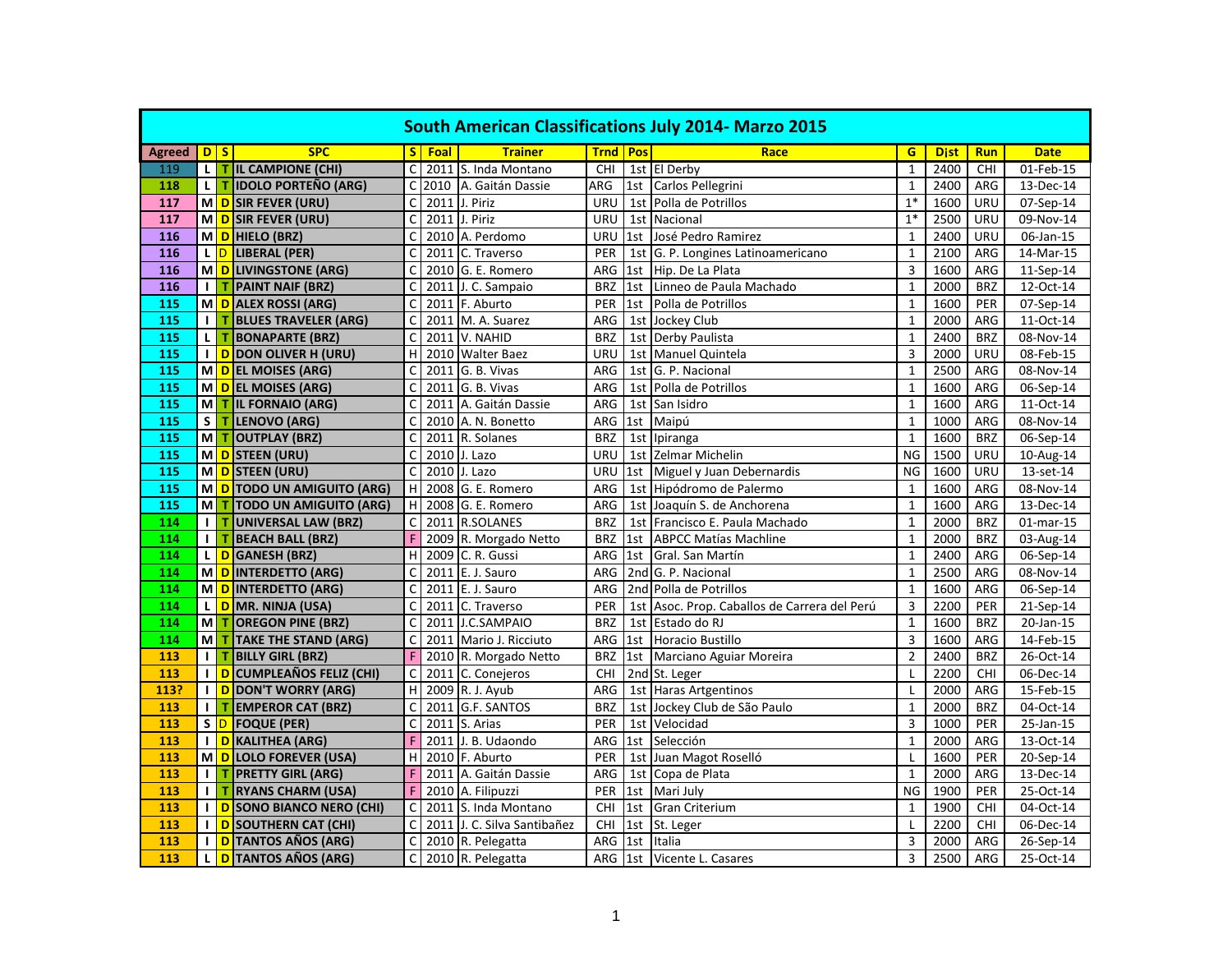# South American Classifications July 2014- Marzo 2015

| Agreed | D | S | SPC | S | Foal | Trainer | Trnd | Pos | Race | G | Djst | Run | Date |
|---|---|---|---|---|---|---|---|---|---|---|---|---|---|
| 119 | L | T | IL CAMPIONE (CHI) | C | 2011 | S. Inda Montano | CHI | 1st | El Derby | 1 | 2400 | CHI | 01-Feb-15 |
| 118 | L | T | IDOLO PORTEÑO (ARG) | C | 2010 | A. Gaitán Dassie | ARG | 1st | Carlos Pellegrini | 1 | 2400 | ARG | 13-Dec-14 |
| 117 | M | D | SIR FEVER (URU) | C | 2011 | J. Piriz | URU | 1st | Polla de Potrillos | 1* | 1600 | URU | 07-Sep-14 |
| 117 | M | D | SIR FEVER (URU) | C | 2011 | J. Piriz | URU | 1st | Nacional | 1* | 2500 | URU | 09-Nov-14 |
| 116 | M | D | HIELO (BRZ) | C | 2010 | A. Perdomo | URU | 1st | José Pedro Ramirez | 1 | 2400 | URU | 06-Jan-15 |
| 116 | L | D | LIBERAL (PER) | C | 2011 | C. Traverso | PER | 1st | G. P. Longines Latinoamericano | 1 | 2100 | ARG | 14-Mar-15 |
| 116 | M | D | LIVINGSTONE (ARG) | C | 2010 | G. E. Romero | ARG | 1st | Hip. De La Plata | 3 | 1600 | ARG | 11-Sep-14 |
| 116 | I | T | PAINT NAIF (BRZ) | C | 2011 | J. C. Sampaio | BRZ | 1st | Linneo de Paula Machado | 1 | 2000 | BRZ | 12-Oct-14 |
| 115 | M | D | ALEX ROSSI (ARG) | C | 2011 | F. Aburto | PER | 1st | Polla de Potrillos | 1 | 1600 | PER | 07-Sep-14 |
| 115 | I | T | BLUES TRAVELER (ARG) | C | 2011 | M. A. Suarez | ARG | 1st | Jockey Club | 1 | 2000 | ARG | 11-Oct-14 |
| 115 | L | T | BONAPARTE (BRZ) | C | 2011 | V. NAHID | BRZ | 1st | Derby Paulista | 1 | 2400 | BRZ | 08-Nov-14 |
| 115 | I | D | DON OLIVER H (URU) | H | 2010 | Walter Baez | URU | 1st | Manuel Quintela | 3 | 2000 | URU | 08-Feb-15 |
| 115 | M | D | EL MOISES (ARG) | C | 2011 | G. B. Vivas | ARG | 1st | G. P. Nacional | 1 | 2500 | ARG | 08-Nov-14 |
| 115 | M | D | EL MOISES (ARG) | C | 2011 | G. B. Vivas | ARG | 1st | Polla de Potrillos | 1 | 1600 | ARG | 06-Sep-14 |
| 115 | M | T | IL FORNAIO (ARG) | C | 2011 | A. Gaitán Dassie | ARG | 1st | San Isidro | 1 | 1600 | ARG | 11-Oct-14 |
| 115 | S | T | LENOVO (ARG) | C | 2010 | A. N. Bonetto | ARG | 1st | Maipú | 1 | 1000 | ARG | 08-Nov-14 |
| 115 | M | T | OUTPLAY (BRZ) | C | 2011 | R. Solanes | BRZ | 1st | Ipiranga | 1 | 1600 | BRZ | 06-Sep-14 |
| 115 | M | D | STEEN (URU) | C | 2010 | J. Lazo | URU | 1st | Zelmar Michelin | NG | 1500 | URU | 10-Aug-14 |
| 115 | M | D | STEEN (URU) | C | 2010 | J. Lazo | URU | 1st | Miguel y Juan Debernardis | NG | 1600 | URU | 13-set-14 |
| 115 | M | D | TODO UN AMIGUITO (ARG) | H | 2008 | G. E. Romero | ARG | 1st | Hipódromo de Palermo | 1 | 1600 | ARG | 08-Nov-14 |
| 115 | M | T | TODO UN AMIGUITO (ARG) | H | 2008 | G. E. Romero | ARG | 1st | Joaquín S. de Anchorena | 1 | 1600 | ARG | 13-Dec-14 |
| 114 | I | T | UNIVERSAL LAW (BRZ) | C | 2011 | R.SOLANES | BRZ | 1st | Francisco E. Paula Machado | 1 | 2000 | BRZ | 01-mar-15 |
| 114 | I | T | BEACH BALL (BRZ) | F | 2009 | R. Morgado Netto | BRZ | 1st | ABPCC Matías Machline | 1 | 2000 | BRZ | 03-Aug-14 |
| 114 | L | D | GANESH (BRZ) | H | 2009 | C. R. Gussi | ARG | 1st | Gral. San Martín | 1 | 2400 | ARG | 06-Sep-14 |
| 114 | M | D | INTERDETTO (ARG) | C | 2011 | E. J. Sauro | ARG | 2nd | G. P. Nacional | 1 | 2500 | ARG | 08-Nov-14 |
| 114 | M | D | INTERDETTO (ARG) | C | 2011 | E. J. Sauro | ARG | 2nd | Polla de Potrillos | 1 | 1600 | ARG | 06-Sep-14 |
| 114 | L | D | MR. NINJA (USA) | C | 2011 | C. Traverso | PER | 1st | Asoc. Prop. Caballos de Carrera del Perú | 3 | 2200 | PER | 21-Sep-14 |
| 114 | M | T | OREGON PINE (BRZ) | C | 2011 | J.C.SAMPAIO | BRZ | 1st | Estado do RJ | 1 | 1600 | BRZ | 20-Jan-15 |
| 114 | M | T | TAKE THE STAND (ARG) | C | 2011 | Mario J. Ricciuto | ARG | 1st | Horacio Bustillo | 3 | 1600 | ARG | 14-Feb-15 |
| 113 | I | T | BILLY GIRL (BRZ) | F | 2010 | R. Morgado Netto | BRZ | 1st | Marciano Aguiar Moreira | 2 | 2400 | BRZ | 26-Oct-14 |
| 113 | I | D | CUMPLEAÑOS FELIZ (CHI) | C | 2011 | C. Conejeros | CHI | 2nd | St. Leger | L | 2200 | CHI | 06-Dec-14 |
| 113? | I | D | DON'T WORRY (ARG) | H | 2009 | R. J. Ayub | ARG | 1st | Haras Artgentinos | L | 2000 | ARG | 15-Feb-15 |
| 113 | I | T | EMPEROR CAT (BRZ) | C | 2011 | G.F. SANTOS | BRZ | 1st | Jockey Club de São Paulo | 1 | 2000 | BRZ | 04-Oct-14 |
| 113 | S | D | FOQUE (PER) | C | 2011 | S. Arias | PER | 1st | Velocidad | 3 | 1000 | PER | 25-Jan-15 |
| 113 | I | D | KALITHEA (ARG) | F | 2011 | J. B. Udaondo | ARG | 1st | Selección | 1 | 2000 | ARG | 13-Oct-14 |
| 113 | M | D | LOLO FOREVER (USA) | H | 2010 | F. Aburto | PER | 1st | Juan Magot Roselló | L | 1600 | PER | 20-Sep-14 |
| 113 | I | T | PRETTY GIRL (ARG) | F | 2011 | A. Gaitán Dassie | ARG | 1st | Copa de Plata | 1 | 2000 | ARG | 13-Dec-14 |
| 113 | I | T | RYANS CHARM (USA) | F | 2010 | A. Filipuzzi | PER | 1st | Mari July | NG | 1900 | PER | 25-Oct-14 |
| 113 | I | D | SONO BIANCO NERO (CHI) | C | 2011 | S. Inda Montano | CHI | 1st | Gran Criterium | 1 | 1900 | CHI | 04-Oct-14 |
| 113 | I | D | SOUTHERN CAT (CHI) | C | 2011 | J. C. Silva Santibañez | CHI | 1st | St. Leger | L | 2200 | CHI | 06-Dec-14 |
| 113 | I | D | TANTOS AÑOS (ARG) | C | 2010 | R. Pelegatta | ARG | 1st | Italia | 3 | 2000 | ARG | 26-Sep-14 |
| 113 | L | D | TANTOS AÑOS (ARG) | C | 2010 | R. Pelegatta | ARG | 1st | Vicente L. Casares | 3 | 2500 | ARG | 25-Oct-14 |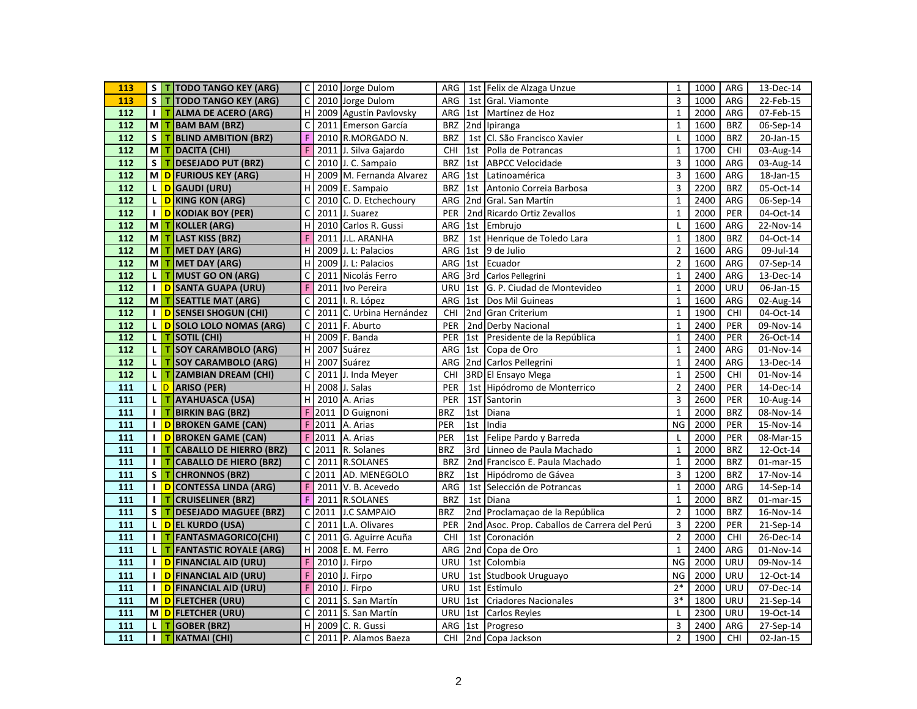| 113 | S | T | TODO TANGO KEY (ARG) | C | 2010 | Jorge Dulom | ARG | 1st | Felix de Alzaga Unzue | 1 | 1000 | ARG | 13-Dec-14 |
|---|---|---|---|---|---|---|---|---|---|---|---|---|---|
| 113 | S | T | TODO TANGO KEY (ARG) | C | 2010 | Jorge Dulom | ARG | 1st | Gral. Viamonte | 3 | 1000 | ARG | 22-Feb-15 |
| 112 | I | T | ALMA DE ACERO (ARG) | H | 2009 | Agustín Pavlovsky | ARG | 1st | Martínez de Hoz | 1 | 2000 | ARG | 07-Feb-15 |
| 112 | M | T | BAM BAM (BRZ) | C | 2011 | Emerson García | BRZ | 2nd | Ipiranga | 1 | 1600 | BRZ | 06-Sep-14 |
| 112 | S | T | BLIND AMBITION (BRZ) | F | 2010 | R.MORGADO N. | BRZ | 1st | Cl. São Francisco Xavier | L | 1000 | BRZ | 20-Jan-15 |
| 112 | M | T | DACITA (CHI) | F | 2011 | J. Silva Gajardo | CHI | 1st | Polla de Potrancas | 1 | 1700 | CHI | 03-Aug-14 |
| 112 | S | T | DESEJADO PUT (BRZ) | C | 2010 | J. C. Sampaio | BRZ | 1st | ABPCC Velocidade | 3 | 1000 | ARG | 03-Aug-14 |
| 112 | M | D | FURIOUS KEY (ARG) | H | 2009 | M. Fernanda Alvarez | ARG | 1st | Latinoamérica | 3 | 1600 | ARG | 18-Jan-15 |
| 112 | L | D | GAUDI (URU) | H | 2009 | E. Sampaio | BRZ | 1st | Antonio Correia Barbosa | 3 | 2200 | BRZ | 05-Oct-14 |
| 112 | L | D | KING KON (ARG) | C | 2010 | C. D. Etchechoury | ARG | 2nd | Gral. San Martín | 1 | 2400 | ARG | 06-Sep-14 |
| 112 | I | D | KODIAK BOY (PER) | C | 2011 | J. Suarez | PER | 2nd | Ricardo Ortiz Zevallos | 1 | 2000 | PER | 04-Oct-14 |
| 112 | M | T | KOLLER (ARG) | H | 2010 | Carlos R. Gussi | ARG | 1st | Embrujo | L | 1600 | ARG | 22-Nov-14 |
| 112 | M | T | LAST KISS (BRZ) | F | 2011 | J.L. ARANHA | BRZ | 1st | Henrique de Toledo Lara | 1 | 1800 | BRZ | 04-Oct-14 |
| 112 | M | T | MET DAY (ARG) | H | 2009 | J. L: Palacios | ARG | 1st | 9 de Julio | 2 | 1600 | ARG | 09-Jul-14 |
| 112 | M | T | MET DAY (ARG) | H | 2009 | J. L: Palacios | ARG | 1st | Ecuador | 2 | 1600 | ARG | 07-Sep-14 |
| 112 | L | T | MUST GO ON (ARG) | C | 2011 | Nicolás Ferro | ARG | 3rd | Carlos Pellegrini | 1 | 2400 | ARG | 13-Dec-14 |
| 112 | I | D | SANTA GUAPA (URU) | F | 2011 | Ivo Pereira | URU | 1st | G. P. Ciudad de Montevideo | 1 | 2000 | URU | 06-Jan-15 |
| 112 | M | T | SEATTLE MAT (ARG) | C | 2011 | I. R. López | ARG | 1st | Dos Mil Guineas | 1 | 1600 | ARG | 02-Aug-14 |
| 112 | I | D | SENSEI SHOGUN (CHI) | C | 2011 | C. Urbina Hernández | CHI | 2nd | Gran Criterium | 1 | 1900 | CHI | 04-Oct-14 |
| 112 | L | D | SOLO LOLO NOMAS (ARG) | C | 2011 | F. Aburto | PER | 2nd | Derby Nacional | 1 | 2400 | PER | 09-Nov-14 |
| 112 | L | T | SOTIL (CHI) | H | 2009 | F. Banda | PER | 1st | Presidente de la República | 1 | 2400 | PER | 26-Oct-14 |
| 112 | L | T | SOY CARAMBOLO (ARG) | H | 2007 | Suárez | ARG | 1st | Copa de Oro | 1 | 2400 | ARG | 01-Nov-14 |
| 112 | L | T | SOY CARAMBOLO (ARG) | H | 2007 | Suárez | ARG | 2nd | Carlos Pellegrini | 1 | 2400 | ARG | 13-Dec-14 |
| 112 | L | T | ZAMBIAN DREAM (CHI) | C | 2011 | J. Inda Meyer | CHI | 3RD | El Ensayo Mega | 1 | 2500 | CHI | 01-Nov-14 |
| 111 | L | D | ARISO (PER) | H | 2008 | J. Salas | PER | 1st | Hipódromo de Monterrico | 2 | 2400 | PER | 14-Dec-14 |
| 111 | L | T | AYAHUASCA (USA) | H | 2010 | A. Arias | PER | 1ST | Santorin | 3 | 2600 | PER | 10-Aug-14 |
| 111 | I | T | BIRKIN BAG (BRZ) | F | 2011 | D Guignoni | BRZ | 1st | Diana | 1 | 2000 | BRZ | 08-Nov-14 |
| 111 | I | D | BROKEN GAME (CAN) | F | 2011 | A. Arias | PER | 1st | India | NG | 2000 | PER | 15-Nov-14 |
| 111 | I | D | BROKEN GAME (CAN) | F | 2011 | A. Arias | PER | 1st | Felipe Pardo y Barreda | L | 2000 | PER | 08-Mar-15 |
| 111 | I | T | CABALLO DE HIERRO (BRZ) | C | 2011 | R. Solanes | BRZ | 3rd | Linneo de Paula Machado | 1 | 2000 | BRZ | 12-Oct-14 |
| 111 | I | T | CABALLO DE HIERO (BRZ) | C | 2011 | R.SOLANES | BRZ | 2nd | Francisco E. Paula Machado | 1 | 2000 | BRZ | 01-mar-15 |
| 111 | S | T | CHRONNOS (BRZ) | C | 2011 | AD. MENEGOLO | BRZ | 1st | Hipódromo de Gávea | 3 | 1200 | BRZ | 17-Nov-14 |
| 111 | I | D | CONTESSA LINDA (ARG) | F | 2011 | V. B. Acevedo | ARG | 1st | Selección de Potrancas | 1 | 2000 | ARG | 14-Sep-14 |
| 111 | I | T | CRUISELINER (BRZ) | F | 2011 | R.SOLANES | BRZ | 1st | Diana | 1 | 2000 | BRZ | 01-mar-15 |
| 111 | S | T | DESEJADO MAGUEE (BRZ) | C | 2011 | J.C SAMPAIO | BRZ | 2nd | Proclamaçao de la República | 2 | 1000 | BRZ | 16-Nov-14 |
| 111 | L | D | EL KURDO (USA) | C | 2011 | L.A. Olivares | PER | 2nd | Asoc. Prop. Caballos de Carrera del Perú | 3 | 2200 | PER | 21-Sep-14 |
| 111 | I | T | FANTASMAGORICO(CHI) | C | 2011 | G. Aguirre Acuña | CHI | 1st | Coronación | 2 | 2000 | CHI | 26-Dec-14 |
| 111 | L | T | FANTASTIC ROYALE (ARG) | H | 2008 | E. M. Ferro | ARG | 2nd | Copa de Oro | 1 | 2400 | ARG | 01-Nov-14 |
| 111 | I | D | FINANCIAL AID (URU) | F | 2010 | J. Firpo | URU | 1st | Colombia | NG | 2000 | URU | 09-Nov-14 |
| 111 | I | D | FINANCIAL AID (URU) | F | 2010 | J. Firpo | URU | 1st | Studbook Uruguayo | NG | 2000 | URU | 12-Oct-14 |
| 111 | I | D | FINANCIAL AID (URU) | F | 2010 | J. Firpo | URU | 1st | Estímulo | 2* | 2000 | URU | 07-Dec-14 |
| 111 | M | D | FLETCHER (URU) | C | 2011 | S. San Martín | URU | 1st | Criadores Nacionales | 3* | 1800 | URU | 21-Sep-14 |
| 111 | M | D | FLETCHER (URU) | C | 2011 | S. San Martín | URU | 1st | Carlos Reyles | L | 2300 | URU | 19-Oct-14 |
| 111 | L | T | GOBER (BRZ) | H | 2009 | C. R. Gussi | ARG | 1st | Progreso | 3 | 2400 | ARG | 27-Sep-14 |
| 111 | I | T | KATMAI (CHI) | C | 2011 | P. Alamos Baeza | CHI | 2nd | Copa Jackson | 2 | 1900 | CHI | 02-Jan-15 |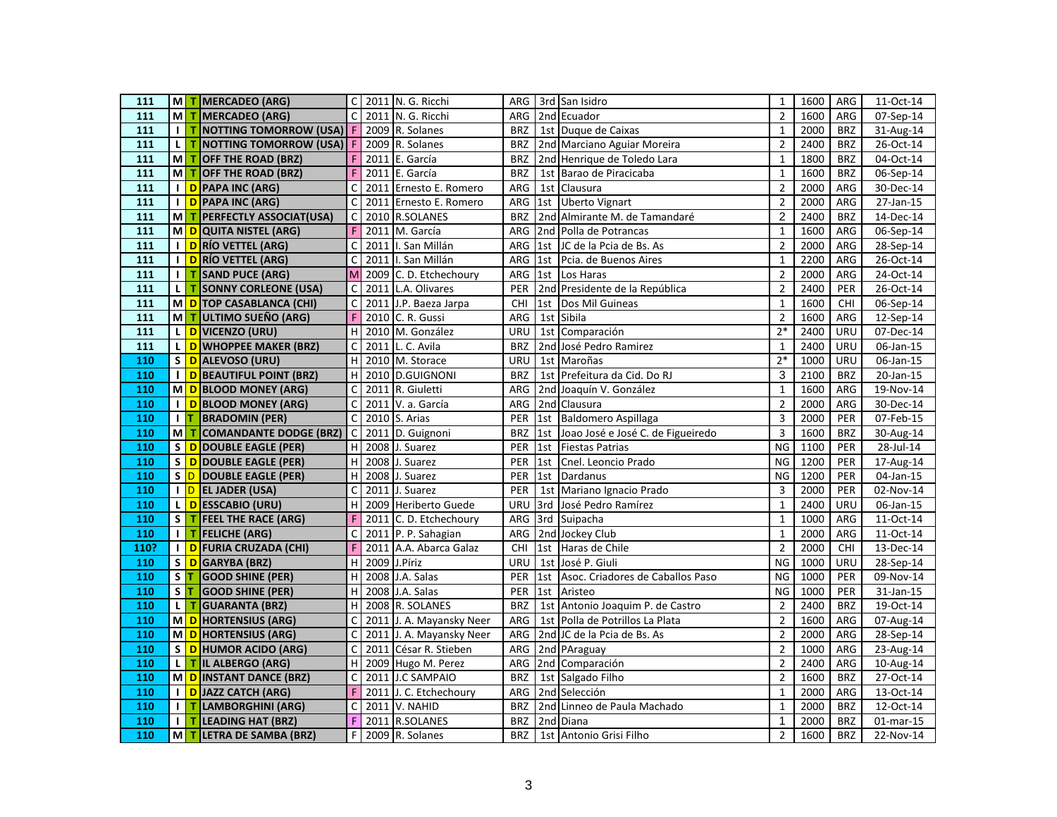| 111 | M | T | MERCADEO (ARG) | C | 2011 | N. G. Ricchi | ARG | 3rd | San Isidro | 1 | 1600 | ARG | 11-Oct-14 |
|---|---|---|---|---|---|---|---|---|---|---|---|---|---|
| 111 | M | T | MERCADEO (ARG) | C | 2011 | N. G. Ricchi | ARG | 2nd | Ecuador | 2 | 1600 | ARG | 07-Sep-14 |
| 111 | I | T | NOTTING TOMORROW (USA) | F | 2009 | R. Solanes | BRZ | 1st | Duque de Caixas | 1 | 2000 | BRZ | 31-Aug-14 |
| 111 | L | T | NOTTING TOMORROW (USA) | F | 2009 | R. Solanes | BRZ | 2nd | Marciano Aguiar Moreira | 2 | 2400 | BRZ | 26-Oct-14 |
| 111 | M | T | OFF THE ROAD (BRZ) | F | 2011 | E. García | BRZ | 2nd | Henrique de Toledo Lara | 1 | 1800 | BRZ | 04-Oct-14 |
| 111 | M | T | OFF THE ROAD (BRZ) | F | 2011 | E. García | BRZ | 1st | Barao de Piracicaba | 1 | 1600 | BRZ | 06-Sep-14 |
| 111 | I | D | PAPA INC (ARG) | C | 2011 | Ernesto E. Romero | ARG | 1st | Clausura | 2 | 2000 | ARG | 30-Dec-14 |
| 111 | I | D | PAPA INC (ARG) | C | 2011 | Ernesto E. Romero | ARG | 1st | Uberto Vignart | 2 | 2000 | ARG | 27-Jan-15 |
| 111 | M | T | PERFECTLY ASSOCIAT(USA) | C | 2010 | R.SOLANES | BRZ | 2nd | Almirante M. de Tamandaré | 2 | 2400 | BRZ | 14-Dec-14 |
| 111 | M | D | QUITA NISTEL (ARG) | F | 2011 | M. García | ARG | 2nd | Polla de Potrancas | 1 | 1600 | ARG | 06-Sep-14 |
| 111 | I | D | RÍO VETTEL (ARG) | C | 2011 | I. San Millán | ARG | 1st | JC de la Pcia de Bs. As | 2 | 2000 | ARG | 28-Sep-14 |
| 111 | I | D | RÍO VETTEL (ARG) | C | 2011 | I. San Millán | ARG | 1st | Pcia. de Buenos Aires | 1 | 2200 | ARG | 26-Oct-14 |
| 111 | I | T | SAND PUCE (ARG) | M | 2009 | C. D. Etchechoury | ARG | 1st | Los Haras | 2 | 2000 | ARG | 24-Oct-14 |
| 111 | L | T | SONNY CORLEONE (USA) | C | 2011 | L.A. Olivares | PER | 2nd | Presidente de la República | 2 | 2400 | PER | 26-Oct-14 |
| 111 | M | D | TOP CASABLANCA (CHI) | C | 2011 | J.P. Baeza Jarpa | CHI | 1st | Dos Mil Guineas | 1 | 1600 | CHI | 06-Sep-14 |
| 111 | M | T | ULTIMO SUEÑO (ARG) | F | 2010 | C. R. Gussi | ARG | 1st | Sibila | 2 | 1600 | ARG | 12-Sep-14 |
| 111 | L | D | VICENZO (URU) | H | 2010 | M. González | URU | 1st | Comparación | 2* | 2400 | URU | 07-Dec-14 |
| 111 | L | D | WHOPPEE MAKER (BRZ) | C | 2011 | L. C. Avila | BRZ | 2nd | José Pedro Ramirez | 1 | 2400 | URU | 06-Jan-15 |
| 110 | S | D | ALEVOSO (URU) | H | 2010 | M. Storace | URU | 1st | Maroñas | 2* | 1000 | URU | 06-Jan-15 |
| 110 | I | D | BEAUTIFUL POINT (BRZ) | H | 2010 | D.GUIGNONI | BRZ | 1st | Prefeitura da Cid. Do RJ | 3 | 2100 | BRZ | 20-Jan-15 |
| 110 | M | D | BLOOD MONEY (ARG) | C | 2011 | R. Giuletti | ARG | 2nd | Joaquín V. González | 1 | 1600 | ARG | 19-Nov-14 |
| 110 | I | D | BLOOD MONEY (ARG) | C | 2011 | V. a. García | ARG | 2nd | Clausura | 2 | 2000 | ARG | 30-Dec-14 |
| 110 | I | T | BRADOMIN (PER) | C | 2010 | S. Arias | PER | 1st | Baldomero Aspillaga | 3 | 2000 | PER | 07-Feb-15 |
| 110 | M | T | COMANDANTE DODGE (BRZ) | C | 2011 | D. Guignoni | BRZ | 1st | Joao José e José C. de Figueiredo | 3 | 1600 | BRZ | 30-Aug-14 |
| 110 | S | D | DOUBLE EAGLE (PER) | H | 2008 | J. Suarez | PER | 1st | Fiestas Patrias | NG | 1100 | PER | 28-Jul-14 |
| 110 | S | D | DOUBLE EAGLE (PER) | H | 2008 | J. Suarez | PER | 1st | Cnel. Leoncio Prado | NG | 1200 | PER | 17-Aug-14 |
| 110 | S | D | DOUBLE EAGLE (PER) | H | 2008 | J. Suarez | PER | 1st | Dardanus | NG | 1200 | PER | 04-Jan-15 |
| 110 | I | D | EL JADER (USA) | C | 2011 | J. Suarez | PER | 1st | Mariano Ignacio Prado | 3 | 2000 | PER | 02-Nov-14 |
| 110 | L | D | ESSCABIO (URU) | H | 2009 | Heriberto Guede | URU | 3rd | José Pedro Ramírez | 1 | 2400 | URU | 06-Jan-15 |
| 110 | S | T | FEEL THE RACE (ARG) | F | 2011 | C. D. Etchechoury | ARG | 3rd | Suipacha | 1 | 1000 | ARG | 11-Oct-14 |
| 110 | I | T | FELICHE (ARG) | C | 2011 | P. P. Sahagian | ARG | 2nd | Jockey Club | 1 | 2000 | ARG | 11-Oct-14 |
| 110? | I | D | FURIA CRUZADA (CHI) | F | 2011 | A.A. Abarca Galaz | CHI | 1st | Haras de Chile | 2 | 2000 | CHI | 13-Dec-14 |
| 110 | S | D | GARYBA (BRZ) | H | 2009 | J.Píriz | URU | 1st | José P. Giuli | NG | 1000 | URU | 28-Sep-14 |
| 110 | S | T | GOOD SHINE (PER) | H | 2008 | J.A. Salas | PER | 1st | Asoc. Criadores de Caballos Paso | NG | 1000 | PER | 09-Nov-14 |
| 110 | S | T | GOOD SHINE (PER) | H | 2008 | J.A. Salas | PER | 1st | Aristeo | NG | 1000 | PER | 31-Jan-15 |
| 110 | L | T | GUARANTA (BRZ) | H | 2008 | R. SOLANES | BRZ | 1st | Antonio Joaquim P. de Castro | 2 | 2400 | BRZ | 19-Oct-14 |
| 110 | M | D | HORTENSIUS (ARG) | C | 2011 | J. A. Mayansky Neer | ARG | 1st | Polla de Potrillos La Plata | 2 | 1600 | ARG | 07-Aug-14 |
| 110 | M | D | HORTENSIUS (ARG) | C | 2011 | J. A. Mayansky Neer | ARG | 2nd | JC de la Pcia de Bs. As | 2 | 2000 | ARG | 28-Sep-14 |
| 110 | S | D | HUMOR ACIDO (ARG) | C | 2011 | César R. Stieben | ARG | 2nd | PAraguay | 2 | 1000 | ARG | 23-Aug-14 |
| 110 | L | T | IL ALBERGO (ARG) | H | 2009 | Hugo M. Perez | ARG | 2nd | Comparación | 2 | 2400 | ARG | 10-Aug-14 |
| 110 | M | D | INSTANT DANCE (BRZ) | C | 2011 | J.C SAMPAIO | BRZ | 1st | Salgado Filho | 2 | 1600 | BRZ | 27-Oct-14 |
| 110 | I | D | JAZZ CATCH (ARG) | F | 2011 | J. C. Etchechoury | ARG | 2nd | Selección | 1 | 2000 | ARG | 13-Oct-14 |
| 110 | I | T | LAMBORGHINI (ARG) | C | 2011 | V. NAHID | BRZ | 2nd | Linneo de Paula Machado | 1 | 2000 | BRZ | 12-Oct-14 |
| 110 | I | T | LEADING HAT (BRZ) | F | 2011 | R.SOLANES | BRZ | 2nd | Diana | 1 | 2000 | BRZ | 01-mar-15 |
| 110 | M | T | LETRA DE SAMBA (BRZ) | F | 2009 | R. Solanes | BRZ | 1st | Antonio Grisi Filho | 2 | 1600 | BRZ | 22-Nov-14 |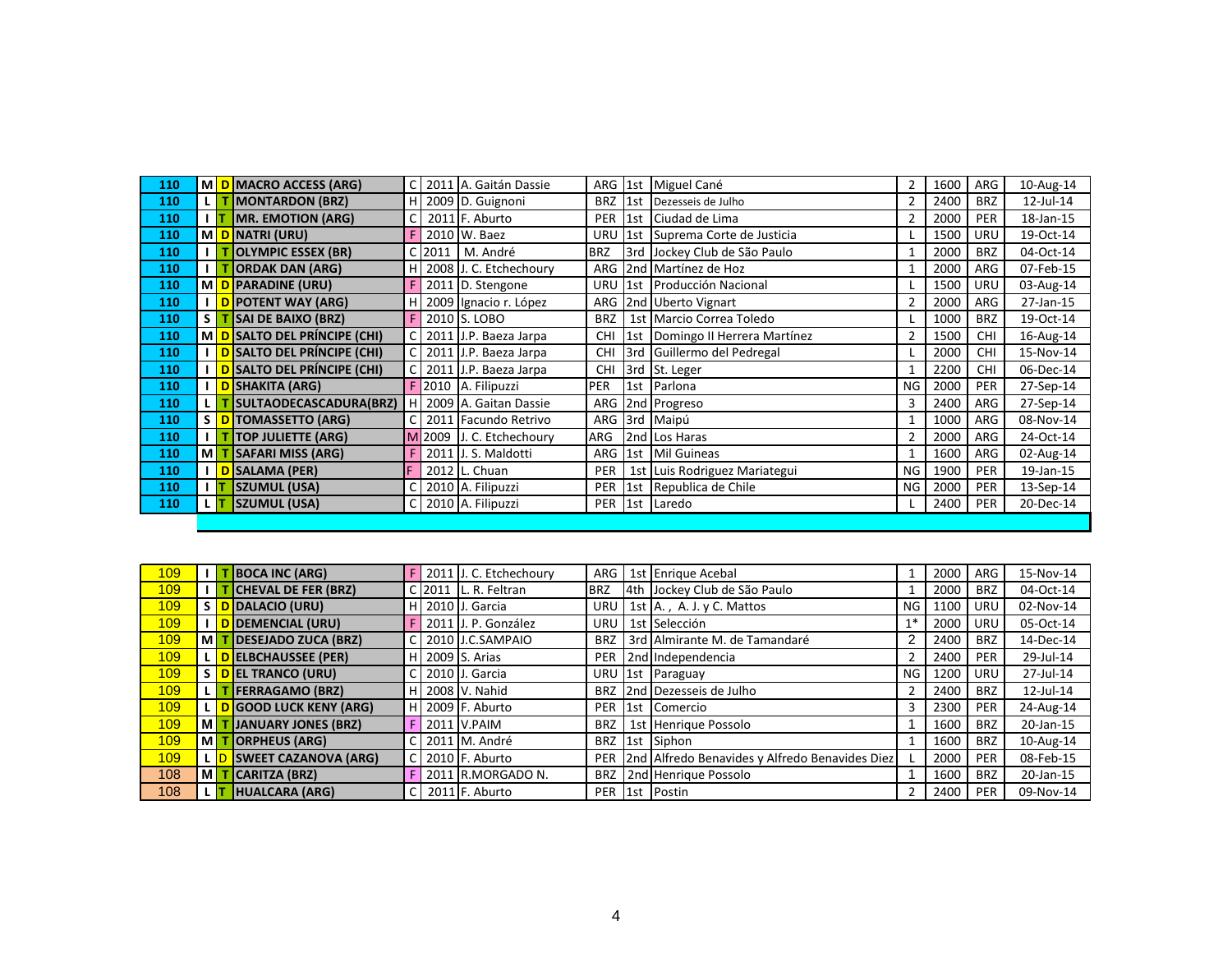| | | | | | | | | | | | | | |
|---|---|---|---|---|---|---|---|---|---|---|---|---|---|
| 110 | M | D | MACRO ACCESS (ARG) | C | 2011 | A. Gaitán Dassie | ARG | 1st | Miguel Cané | 2 | 1600 | ARG | 10-Aug-14 |
| 110 | L | T | MONTARDON (BRZ) | H | 2009 | D. Guignoni | BRZ | 1st | Dezesseis de Julho | 2 | 2400 | BRZ | 12-Jul-14 |
| 110 | I | T | MR. EMOTION (ARG) | C | 2011 | F. Aburto | PER | 1st | Ciudad de Lima | 2 | 2000 | PER | 18-Jan-15 |
| 110 | M | D | NATRI (URU) | F | 2010 | W. Baez | URU | 1st | Suprema Corte de Justicia | L | 1500 | URU | 19-Oct-14 |
| 110 | I | T | OLYMPIC ESSEX (BR) | C | 2011 | M. André | BRZ | 3rd | Jockey Club de São Paulo | 1 | 2000 | BRZ | 04-Oct-14 |
| 110 | I | T | ORDAK DAN (ARG) | H | 2008 | J. C. Etchechoury | ARG | 2nd | Martínez de Hoz | 1 | 2000 | ARG | 07-Feb-15 |
| 110 | M | D | PARADINE (URU) | F | 2011 | D. Stengone | URU | 1st | Producción Nacional | L | 1500 | URU | 03-Aug-14 |
| 110 | I | D | POTENT WAY (ARG) | H | 2009 | Ignacio r. López | ARG | 2nd | Uberto Vignart | 2 | 2000 | ARG | 27-Jan-15 |
| 110 | S | T | SAI DE BAIXO (BRZ) | F | 2010 | S. LOBO | BRZ | 1st | Marcio Correa Toledo | L | 1000 | BRZ | 19-Oct-14 |
| 110 | M | D | SALTO DEL PRÍNCIPE (CHI) | C | 2011 | J.P. Baeza Jarpa | CHI | 1st | Domingo II Herrera Martínez | 2 | 1500 | CHI | 16-Aug-14 |
| 110 | I | D | SALTO DEL PRÍNCIPE (CHI) | C | 2011 | J.P. Baeza Jarpa | CHI | 3rd | Guillermo del Pedregal | L | 2000 | CHI | 15-Nov-14 |
| 110 | I | D | SALTO DEL PRÍNCIPE (CHI) | C | 2011 | J.P. Baeza Jarpa | CHI | 3rd | St. Leger | 1 | 2200 | CHI | 06-Dec-14 |
| 110 | I | D | SHAKITA (ARG) | F | 2010 | A. Filipuzzi | PER | 1st | Parlona | NG | 2000 | PER | 27-Sep-14 |
| 110 | L | T | SULTAODECASCADURA(BRZ) | H | 2009 | A. Gaitan Dassie | ARG | 2nd | Progreso | 3 | 2400 | ARG | 27-Sep-14 |
| 110 | S | D | TOMASSETTO (ARG) | C | 2011 | Facundo Retrivo | ARG | 3rd | Maipú | 1 | 1000 | ARG | 08-Nov-14 |
| 110 | I | T | TOP JULIETTE (ARG) | M | 2009 | J. C. Etchechoury | ARG | 2nd | Los Haras | 2 | 2000 | ARG | 24-Oct-14 |
| 110 | M | T | SAFARI MISS (ARG) | F | 2011 | J. S. Maldotti | ARG | 1st | Mil Guineas | 1 | 1600 | ARG | 02-Aug-14 |
| 110 | I | D | SALAMA (PER) | F | 2012 | L. Chuan | PER | 1st | Luis Rodriguez Mariategui | NG | 1900 | PER | 19-Jan-15 |
| 110 | I | T | SZUMUL (USA) | C | 2010 | A. Filipuzzi | PER | 1st | Republica de Chile | NG | 2000 | PER | 13-Sep-14 |
| 110 | L | T | SZUMUL (USA) | C | 2010 | A. Filipuzzi | PER | 1st | Laredo | L | 2400 | PER | 20-Dec-14 |

| | | | | | | | | | | | | | |
|---|---|---|---|---|---|---|---|---|---|---|---|---|---|
| 109 | I | T | BOCA INC (ARG) | F | 2011 | J. C. Etchechoury | ARG | 1st | Enrique Acebal | 1 | 2000 | ARG | 15-Nov-14 |
| 109 | I | T | CHEVAL DE FER (BRZ) | C | 2011 | L. R. Feltran | BRZ | 4th | Jockey Club de São Paulo | 1 | 2000 | BRZ | 04-Oct-14 |
| 109 | S | D | DALACIO (URU) | H | 2010 | J. Garcia | URU | 1st | A. , A. J. y C. Mattos | NG | 1100 | URU | 02-Nov-14 |
| 109 | I | D | DEMENCIAL (URU) | F | 2011 | J. P. González | URU | 1st | Selección | 1* | 2000 | URU | 05-Oct-14 |
| 109 | M | T | DESEJADO ZUCA (BRZ) | C | 2010 | J.C.SAMPAIO | BRZ | 3rd | Almirante M. de Tamandaré | 2 | 2400 | BRZ | 14-Dec-14 |
| 109 | L | D | ELBCHAUSSEE (PER) | H | 2009 | S. Arias | PER | 2nd | Independencia | 2 | 2400 | PER | 29-Jul-14 |
| 109 | S | D | EL TRANCO (URU) | C | 2010 | J. Garcia | URU | 1st | Paraguay | NG | 1200 | URU | 27-Jul-14 |
| 109 | L | T | FERRAGAMO (BRZ) | H | 2008 | V. Nahid | BRZ | 2nd | Dezesseis de Julho | 2 | 2400 | BRZ | 12-Jul-14 |
| 109 | L | D | GOOD LUCK KENY (ARG) | H | 2009 | F. Aburto | PER | 1st | Comercio | 3 | 2300 | PER | 24-Aug-14 |
| 109 | M | T | JANUARY JONES (BRZ) | F | 2011 | V.PAIM | BRZ | 1st | Henrique Possolo | 1 | 1600 | BRZ | 20-Jan-15 |
| 109 | M | T | ORPHEUS (ARG) | C | 2011 | M. André | BRZ | 1st | Siphon | 1 | 1600 | BRZ | 10-Aug-14 |
| 109 | L | D | SWEET CAZANOVA (ARG) | C | 2010 | F. Aburto | PER | 2nd | Alfredo Benavides y Alfredo Benavides Diez | L | 2000 | PER | 08-Feb-15 |
| 108 | M | T | CARITZA (BRZ) | F | 2011 | R.MORGADO N. | BRZ | 2nd | Henrique Possolo | 1 | 1600 | BRZ | 20-Jan-15 |
| 108 | L | T | HUALCARA (ARG) | C | 2011 | F. Aburto | PER | 1st | Postin | 2 | 2400 | PER | 09-Nov-14 |